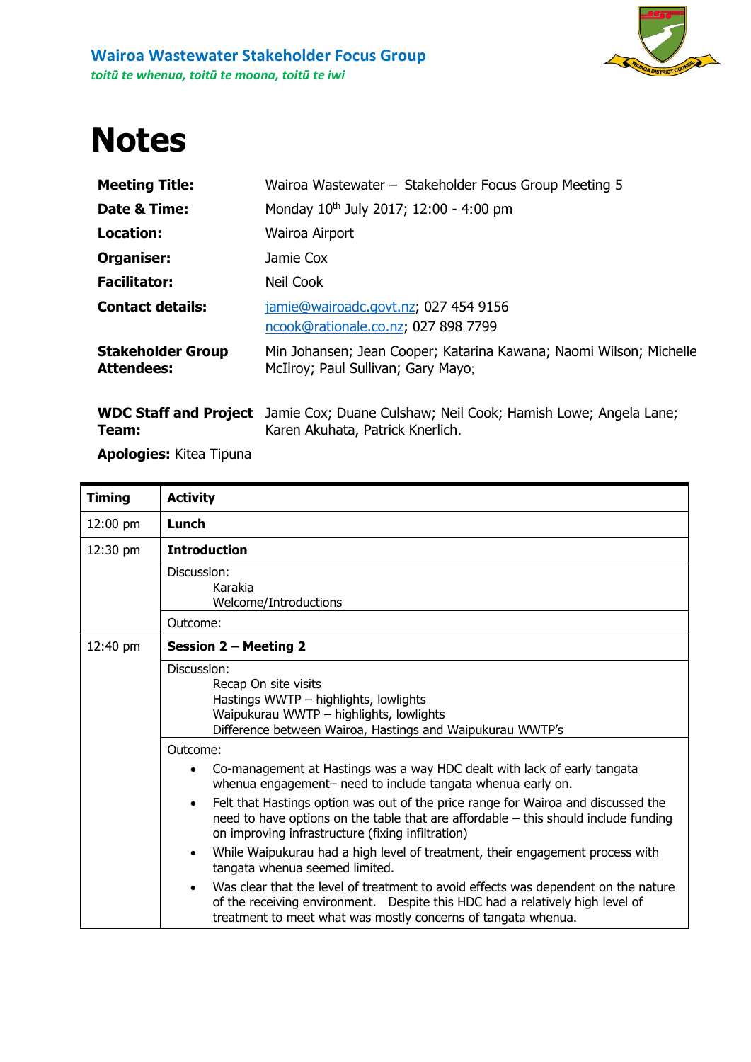**Wairoa Wastewater Stakeholder Focus Group**

*toitū te whenua, toitū te moana, toitū te iwi*

# Notes

| | |
|---|---|
| **Meeting Title:** | Wairoa Wastewater – Stakeholder Focus Group Meeting 5 |
| **Date & Time:** | Monday 10th July 2017; 12:00 - 4:00 pm |
| **Location:** | Wairoa Airport |
| **Organiser:** | Jamie Cox |
| **Facilitator:** | Neil Cook |
| **Contact details:** | jamie@wairoadc.govt.nz; 027 454 9156<br>ncook@rationale.co.nz; 027 898 7799 |
| **Stakeholder Group Attendees:** | Min Johansen; Jean Cooper; Katarina Kawana; Naomi Wilson; Michelle McIlroy; Paul Sullivan; Gary Mayo; |
| **WDC Staff and Project Team:** | Jamie Cox; Duane Culshaw; Neil Cook; Hamish Lowe; Angela Lane; Karen Akuhata, Patrick Knerlich. |

**Apologies:** Kitea Tipuna

| Timing | Activity |
|---|---|
| 12:00 pm | **Lunch** |
| 12:30 pm | **Introduction** |
| | Discussion:<br>Karakia<br>Welcome/Introductions |
| | Outcome: |
| 12:40 pm | **Session 2 – Meeting 2** |
| | Discussion:<br>Recap On site visits<br>Hastings WWTP – highlights, lowlights<br>Waipukurau WWTP – highlights, lowlights<br>Difference between Wairoa, Hastings and Waipukurau WWTP's |
| | Outcome:<br>• Co-management at Hastings was a way HDC dealt with lack of early tangata whenua engagement– need to include tangata whenua early on.<br>• Felt that Hastings option was out of the price range for Wairoa and discussed the need to have options on the table that are affordable – this should include funding on improving infrastructure (fixing infiltration)<br>• While Waipukurau had a high level of treatment, their engagement process with tangata whenua seemed limited.<br>• Was clear that the level of treatment to avoid effects was dependent on the nature of the receiving environment. Despite this HDC had a relatively high level of treatment to meet what was mostly concerns of tangata whenua. |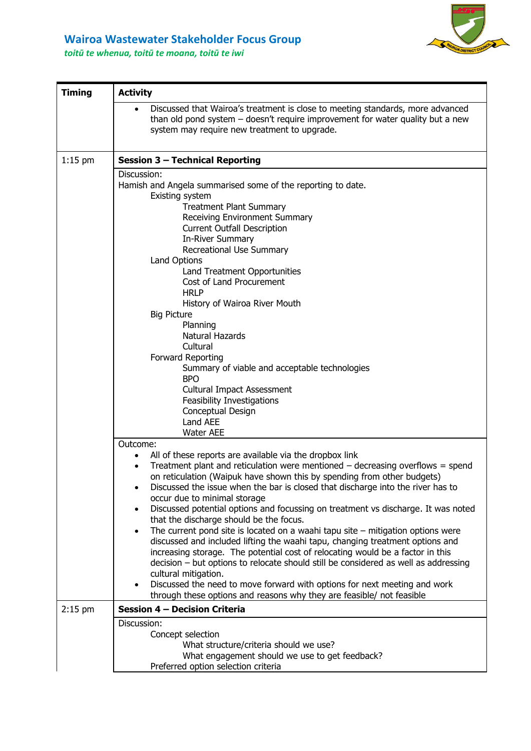| Timing | Activity |
|---|---|
| | • Discussed that Wairoa's treatment is close to meeting standards, more advanced than old pond system – doesn't require improvement for water quality but a new system may require new treatment to upgrade. |
| 1:15 pm | **Session 3 – Technical Reporting** |
| | Discussion:<br>Hamish and Angela summarised some of the reporting to date.<br>Existing system<br>Treatment Plant Summary<br>Receiving Environment Summary<br>Current Outfall Description<br>In-River Summary<br>Recreational Use Summary<br>Land Options<br>Land Treatment Opportunities<br>Cost of Land Procurement<br>HRLP<br>History of Wairoa River Mouth<br>Big Picture<br>Planning<br>Natural Hazards<br>Cultural<br>Forward Reporting<br>Summary of viable and acceptable technologies<br>BPO<br>Cultural Impact Assessment<br>Feasibility Investigations<br>Conceptual Design<br>Land AEE<br>Water AEE |
| | Outcome:<br>• All of these reports are available via the dropbox link<br>• Treatment plant and reticulation were mentioned – decreasing overflows = spend on reticulation (Waipuk have shown this by spending from other budgets)<br>• Discussed the issue when the bar is closed that discharge into the river has to occur due to minimal storage<br>• Discussed potential options and focussing on treatment vs discharge. It was noted that the discharge should be the focus.<br>• The current pond site is located on a waahi tapu site – mitigation options were discussed and included lifting the waahi tapu, changing treatment options and increasing storage. The potential cost of relocating would be a factor in this decision – but options to relocate should still be considered as well as addressing cultural mitigation.<br>• Discussed the need to move forward with options for next meeting and work through these options and reasons why they are feasible/ not feasible |
| 2:15 pm | **Session 4 – Decision Criteria** |
| | Discussion:<br>Concept selection<br>What structure/criteria should we use?<br>What engagement should we use to get feedback?<br>Preferred option selection criteria |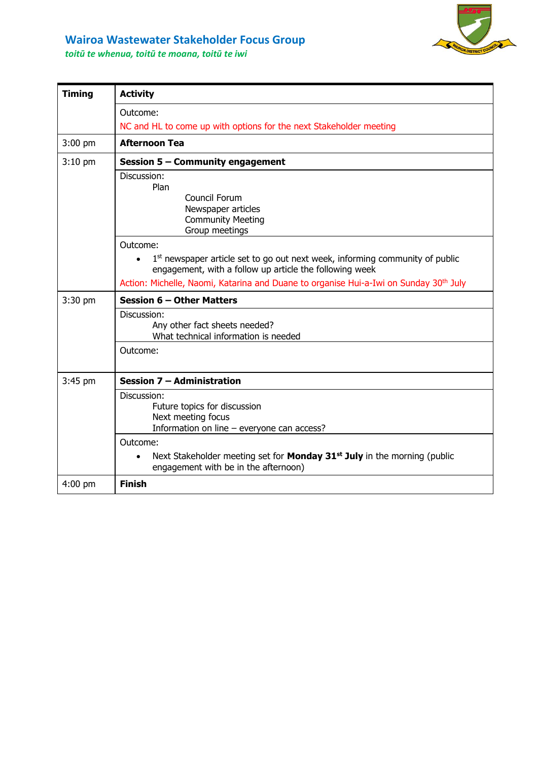## Wairoa Wastewater Stakeholder Focus Group

*toitū te whenua, toitū te moana, toitū te iwi*

| Timing | Activity |
|---|---|
| | Outcome:<br>NC and HL to come up with options for the next Stakeholder meeting |
| 3:00 pm | **Afternoon Tea** |
| 3:10 pm | **Session 5 – Community engagement** |
| | Discussion:<br>Plan<br>Council Forum<br>Newspaper articles<br>Community Meeting<br>Group meetings |
| | Outcome:<br>• 1st newspaper article set to go out next week, informing community of public engagement, with a follow up article the following week<br>Action: Michelle, Naomi, Katarina and Duane to organise Hui-a-Iwi on Sunday 30th July |
| 3:30 pm | **Session 6 – Other Matters** |
| | Discussion:<br>Any other fact sheets needed?<br>What technical information is needed |
| | Outcome: |
| 3:45 pm | **Session 7 – Administration** |
| | Discussion:<br>Future topics for discussion<br>Next meeting focus<br>Information on line – everyone can access? |
| | Outcome:<br>• Next Stakeholder meeting set for **Monday 31st July** in the morning (public engagement with be in the afternoon) |
| 4:00 pm | **Finish** |